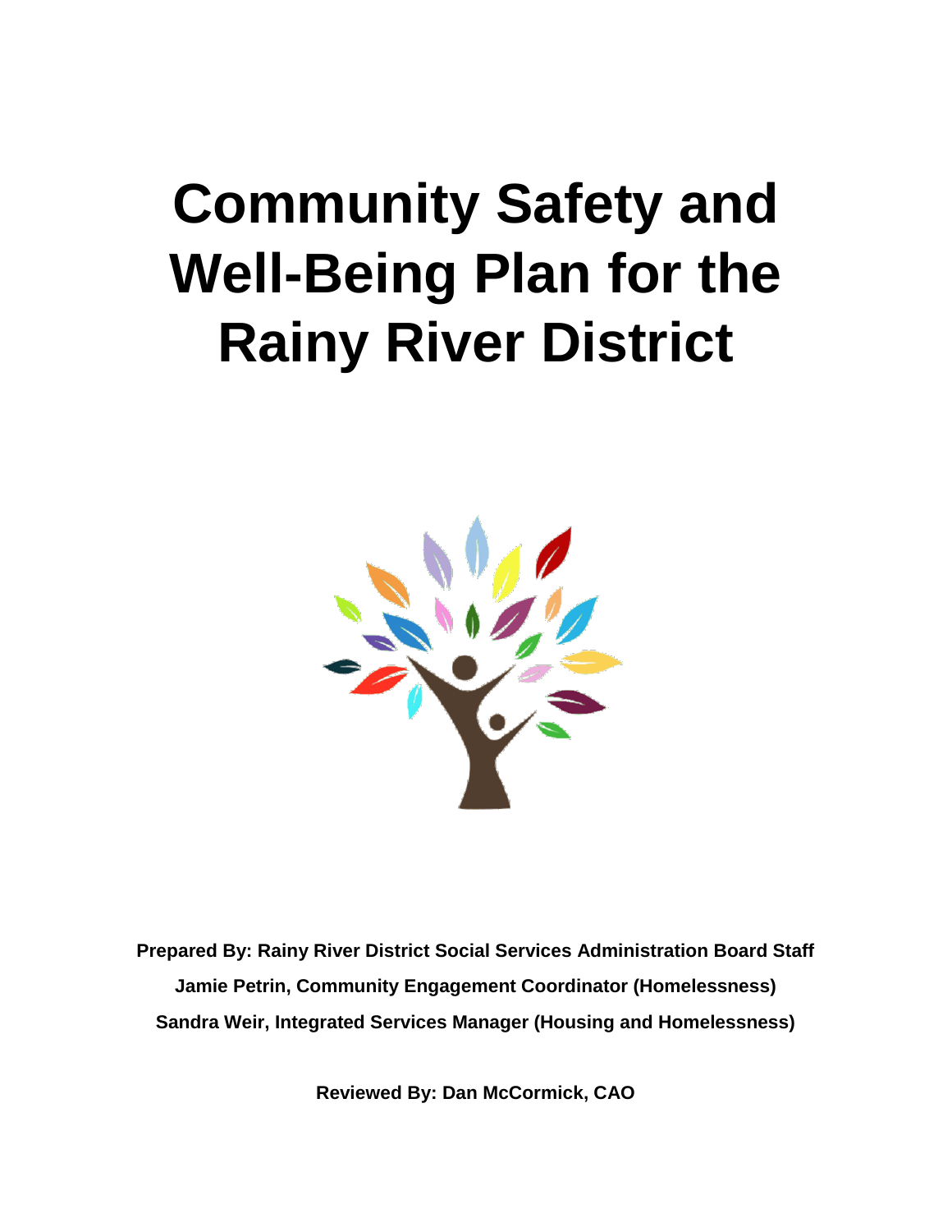# Community Safety and Well-Being Plan for the Rainy River District

**Prepared By: Rainy River District Social Services Administration Board Staff**

**Jamie Petrin, Community Engagement Coordinator (Homelessness)**

**Sandra Weir, Integrated Services Manager (Housing and Homelessness)**

**Reviewed By: Dan McCormick, CAO**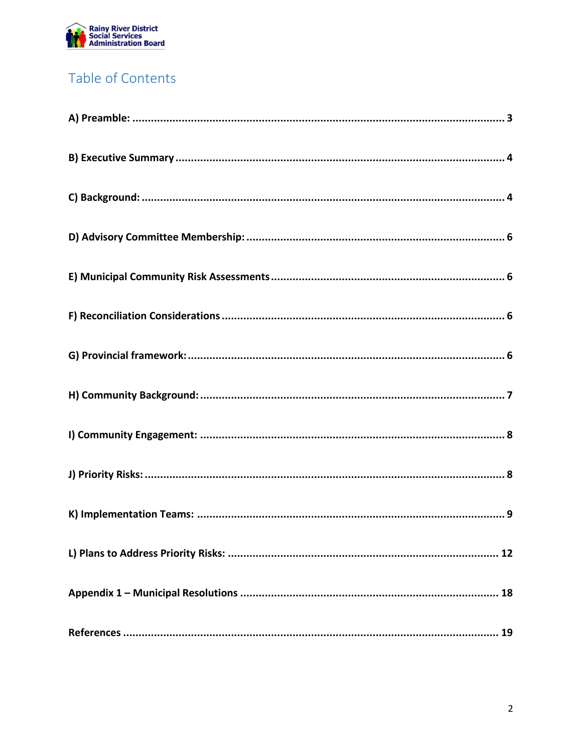# Table of Contents

A) Preamble: ........................................................................................................ 3

B) Executive Summary ............................................................................................. 4

C) Background: ...................................................................................................... 4

D) Advisory Committee Membership: ......................................................................... 6

E) Municipal Community Risk Assessments .................................................................. 6

F) Reconciliation Considerations ................................................................................ 6

G) Provincial framework: ......................................................................................... 6

H) Community Background: ..................................................................................... 7

I) Community Engagement: ...................................................................................... 8

J) Priority Risks: ..................................................................................................... 8

K) Implementation Teams: ...................................................................................... 9

L) Plans to Address Priority Risks: ............................................................................ 12

Appendix 1 – Municipal Resolutions ......................................................................... 18

References ........................................................................................................... 19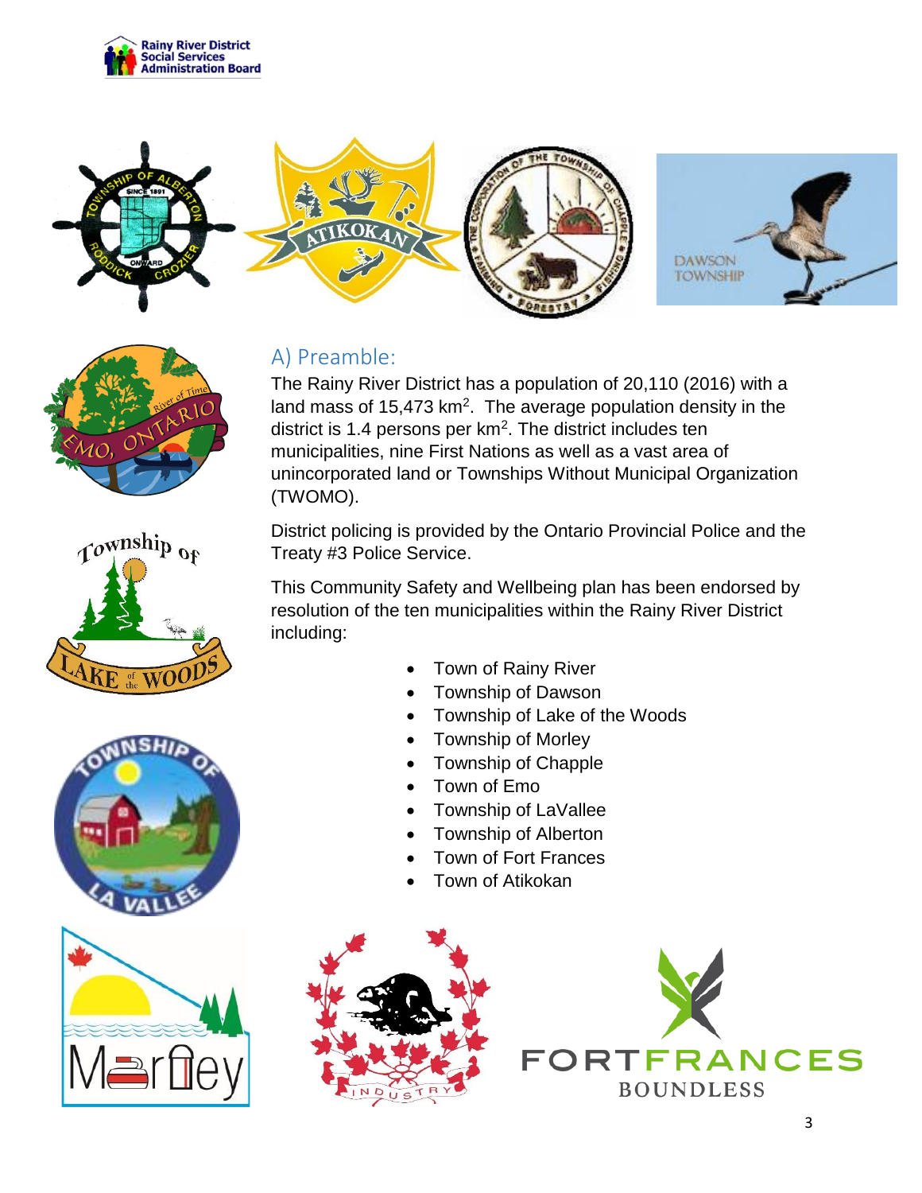## A) Preamble:

The Rainy River District has a population of 20,110 (2016) with a land mass of 15,473 km$^2$. The average population density in the district is 1.4 persons per km$^2$. The district includes ten municipalities, nine First Nations as well as a vast area of unincorporated land or Townships Without Municipal Organization (TWOMO).

District policing is provided by the Ontario Provincial Police and the Treaty #3 Police Service.

This Community Safety and Wellbeing plan has been endorsed by resolution of the ten municipalities within the Rainy River District including:

- Town of Rainy River
- Township of Dawson
- Township of Lake of the Woods
- Township of Morley
- Township of Chapple
- Town of Emo
- Township of LaVallee
- Township of Alberton
- Town of Fort Frances
- Town of Atikokan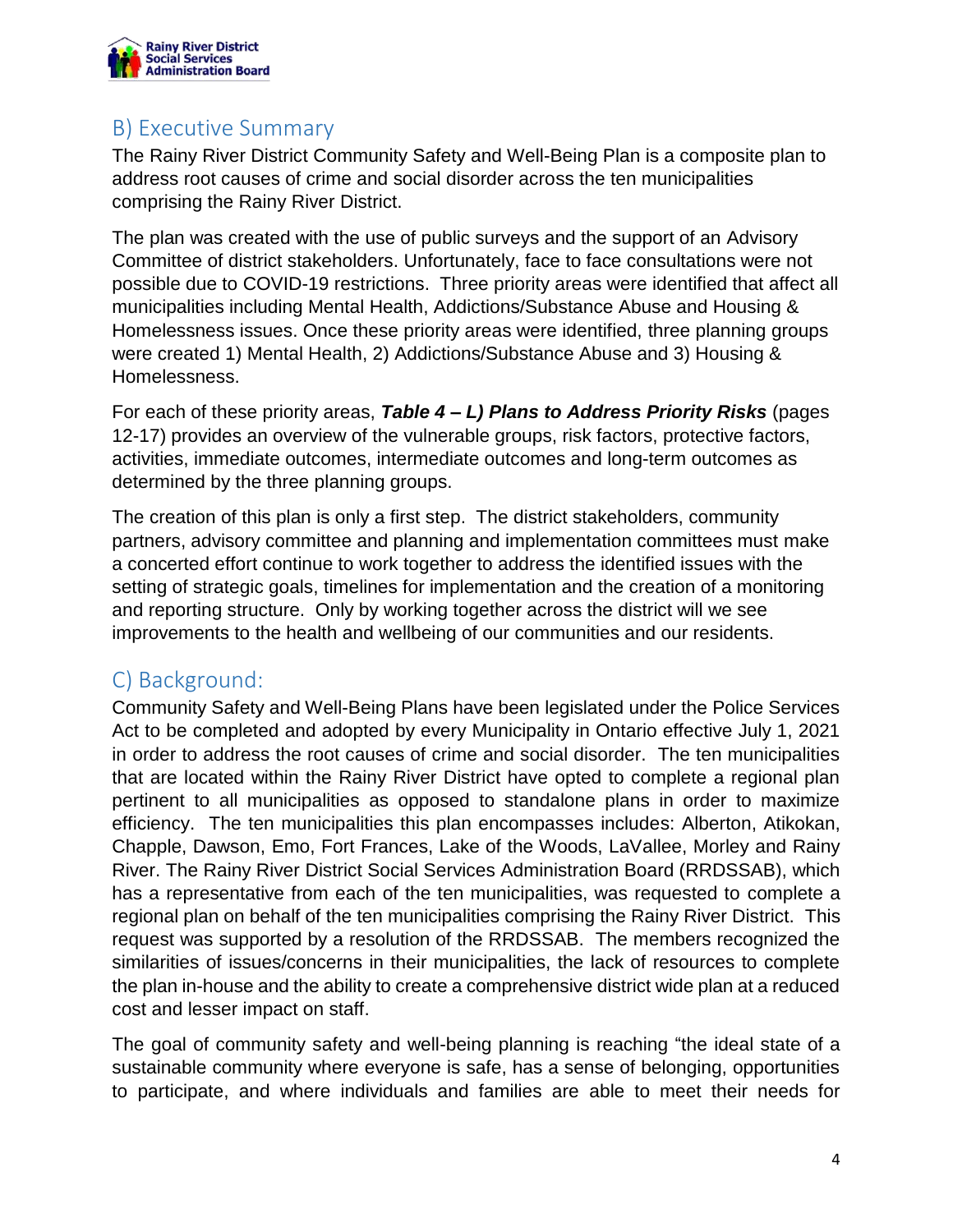## B) Executive Summary

The Rainy River District Community Safety and Well-Being Plan is a composite plan to address root causes of crime and social disorder across the ten municipalities comprising the Rainy River District.

The plan was created with the use of public surveys and the support of an Advisory Committee of district stakeholders. Unfortunately, face to face consultations were not possible due to COVID-19 restrictions. Three priority areas were identified that affect all municipalities including Mental Health, Addictions/Substance Abuse and Housing & Homelessness issues. Once these priority areas were identified, three planning groups were created 1) Mental Health, 2) Addictions/Substance Abuse and 3) Housing & Homelessness.

For each of these priority areas, ***Table 4 – L) Plans to Address Priority Risks*** (pages 12-17) provides an overview of the vulnerable groups, risk factors, protective factors, activities, immediate outcomes, intermediate outcomes and long-term outcomes as determined by the three planning groups.

The creation of this plan is only a first step. The district stakeholders, community partners, advisory committee and planning and implementation committees must make a concerted effort continue to work together to address the identified issues with the setting of strategic goals, timelines for implementation and the creation of a monitoring and reporting structure. Only by working together across the district will we see improvements to the health and wellbeing of our communities and our residents.

## C) Background:

Community Safety and Well-Being Plans have been legislated under the Police Services Act to be completed and adopted by every Municipality in Ontario effective July 1, 2021 in order to address the root causes of crime and social disorder. The ten municipalities that are located within the Rainy River District have opted to complete a regional plan pertinent to all municipalities as opposed to standalone plans in order to maximize efficiency. The ten municipalities this plan encompasses includes: Alberton, Atikokan, Chapple, Dawson, Emo, Fort Frances, Lake of the Woods, LaVallee, Morley and Rainy River. The Rainy River District Social Services Administration Board (RRDSSAB), which has a representative from each of the ten municipalities, was requested to complete a regional plan on behalf of the ten municipalities comprising the Rainy River District. This request was supported by a resolution of the RRDSSAB. The members recognized the similarities of issues/concerns in their municipalities, the lack of resources to complete the plan in-house and the ability to create a comprehensive district wide plan at a reduced cost and lesser impact on staff.

The goal of community safety and well-being planning is reaching "the ideal state of a sustainable community where everyone is safe, has a sense of belonging, opportunities to participate, and where individuals and families are able to meet their needs for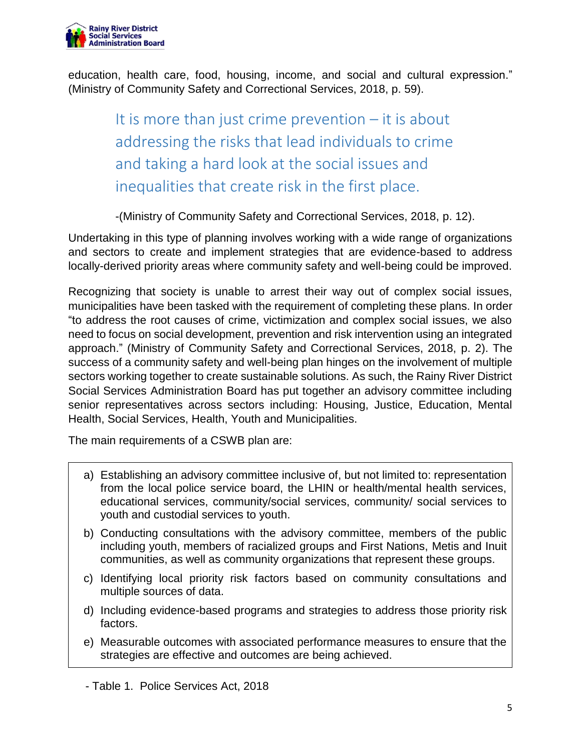education, health care, food, housing, income, and social and cultural expression." (Ministry of Community Safety and Correctional Services, 2018, p. 59).

> It is more than just crime prevention – it is about addressing the risks that lead individuals to crime and taking a hard look at the social issues and inequalities that create risk in the first place.
>
> -(Ministry of Community Safety and Correctional Services, 2018, p. 12).

Undertaking in this type of planning involves working with a wide range of organizations and sectors to create and implement strategies that are evidence-based to address locally-derived priority areas where community safety and well-being could be improved.

Recognizing that society is unable to arrest their way out of complex social issues, municipalities have been tasked with the requirement of completing these plans. In order "to address the root causes of crime, victimization and complex social issues, we also need to focus on social development, prevention and risk intervention using an integrated approach." (Ministry of Community Safety and Correctional Services, 2018, p. 2). The success of a community safety and well-being plan hinges on the involvement of multiple sectors working together to create sustainable solutions. As such, the Rainy River District Social Services Administration Board has put together an advisory committee including senior representatives across sectors including: Housing, Justice, Education, Mental Health, Social Services, Health, Youth and Municipalities.

The main requirements of a CSWB plan are:

a) Establishing an advisory committee inclusive of, but not limited to: representation from the local police service board, the LHIN or health/mental health services, educational services, community/social services, community/ social services to youth and custodial services to youth.

b) Conducting consultations with the advisory committee, members of the public including youth, members of racialized groups and First Nations, Metis and Inuit communities, as well as community organizations that represent these groups.

c) Identifying local priority risk factors based on community consultations and multiple sources of data.

d) Including evidence-based programs and strategies to address those priority risk factors.

e) Measurable outcomes with associated performance measures to ensure that the strategies are effective and outcomes are being achieved.

- Table 1. Police Services Act, 2018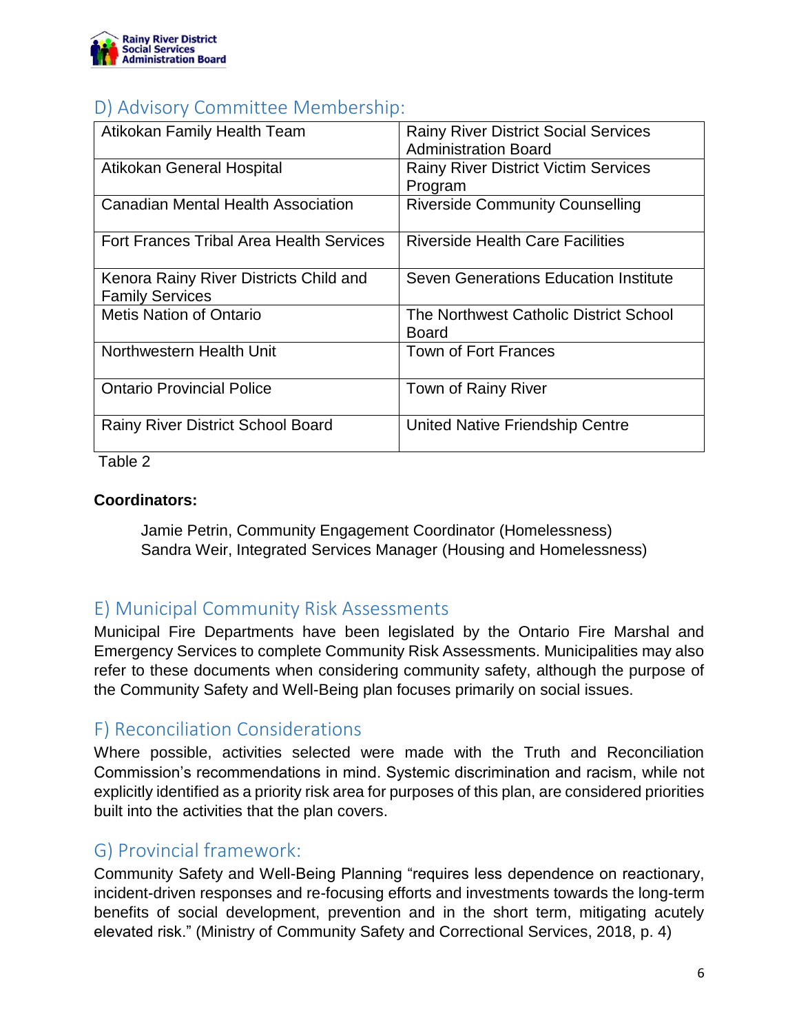## D) Advisory Committee Membership:

| | |
|---|---|
| Atikokan Family Health Team | Rainy River District Social Services Administration Board |
| Atikokan General Hospital | Rainy River District Victim Services Program |
| Canadian Mental Health Association | Riverside Community Counselling |
| Fort Frances Tribal Area Health Services | Riverside Health Care Facilities |
| Kenora Rainy River Districts Child and Family Services | Seven Generations Education Institute |
| Metis Nation of Ontario | The Northwest Catholic District School Board |
| Northwestern Health Unit | Town of Fort Frances |
| Ontario Provincial Police | Town of Rainy River |
| Rainy River District School Board | United Native Friendship Centre |

Table 2

**Coordinators:**

Jamie Petrin, Community Engagement Coordinator (Homelessness)
Sandra Weir, Integrated Services Manager (Housing and Homelessness)

## E) Municipal Community Risk Assessments

Municipal Fire Departments have been legislated by the Ontario Fire Marshal and Emergency Services to complete Community Risk Assessments. Municipalities may also refer to these documents when considering community safety, although the purpose of the Community Safety and Well-Being plan focuses primarily on social issues.

## F) Reconciliation Considerations

Where possible, activities selected were made with the Truth and Reconciliation Commission's recommendations in mind. Systemic discrimination and racism, while not explicitly identified as a priority risk area for purposes of this plan, are considered priorities built into the activities that the plan covers.

## G) Provincial framework:

Community Safety and Well-Being Planning "requires less dependence on reactionary, incident-driven responses and re-focusing efforts and investments towards the long-term benefits of social development, prevention and in the short term, mitigating acutely elevated risk." (Ministry of Community Safety and Correctional Services, 2018, p. 4)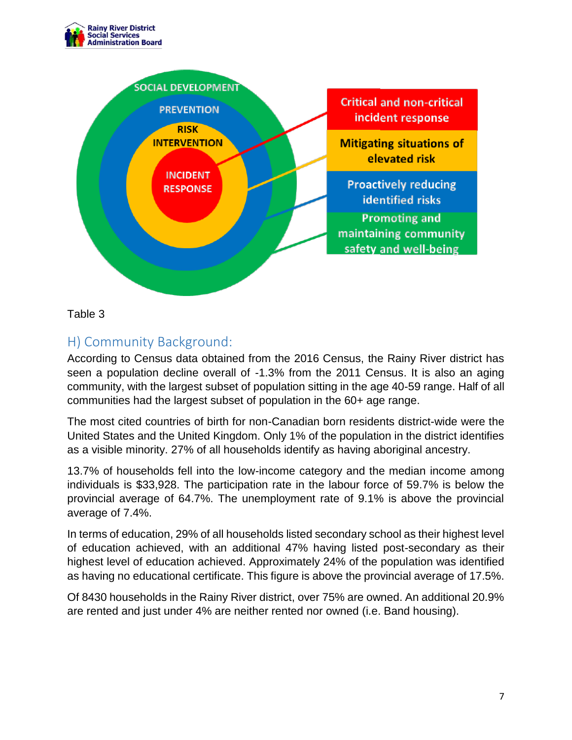SOCIAL DEVELOPMENT

PREVENTION

RISK INTERVENTION

INCIDENT RESPONSE

- Critical and non-critical incident response
- Mitigating situations of elevated risk
- Proactively reducing identified risks
- Promoting and maintaining community safety and well-being

Table 3

## H) Community Background:

According to Census data obtained from the 2016 Census, the Rainy River district has seen a population decline overall of -1.3% from the 2011 Census. It is also an aging community, with the largest subset of population sitting in the age 40-59 range. Half of all communities had the largest subset of population in the 60+ age range.

The most cited countries of birth for non-Canadian born residents district-wide were the United States and the United Kingdom. Only 1% of the population in the district identifies as a visible minority. 27% of all households identify as having aboriginal ancestry.

13.7% of households fell into the low-income category and the median income among individuals is $33,928. The participation rate in the labour force of 59.7% is below the provincial average of 64.7%. The unemployment rate of 9.1% is above the provincial average of 7.4%.

In terms of education, 29% of all households listed secondary school as their highest level of education achieved, with an additional 47% having listed post-secondary as their highest level of education achieved. Approximately 24% of the population was identified as having no educational certificate. This figure is above the provincial average of 17.5%.

Of 8430 households in the Rainy River district, over 75% are owned. An additional 20.9% are rented and just under 4% are neither rented nor owned (i.e. Band housing).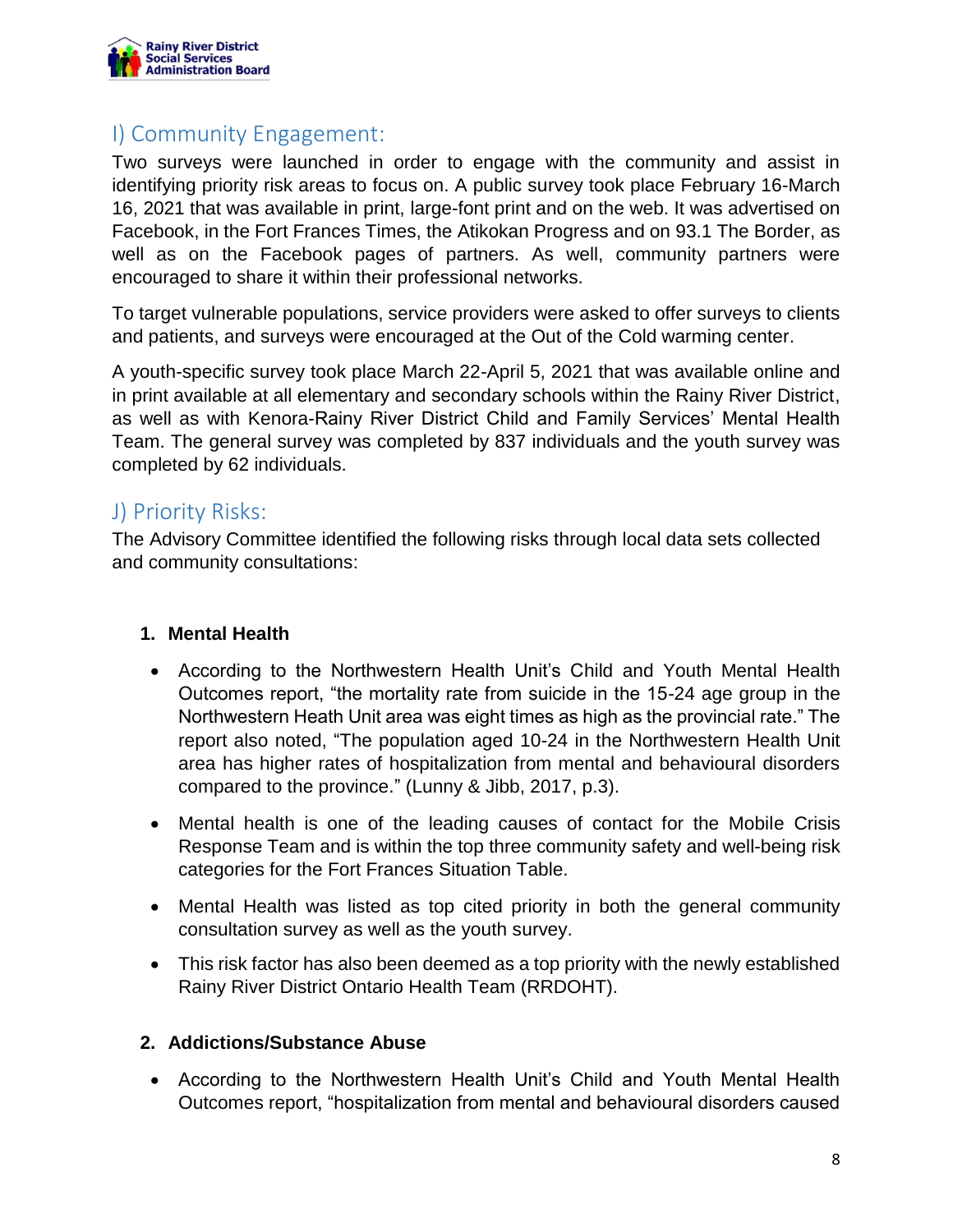## I) Community Engagement:

Two surveys were launched in order to engage with the community and assist in identifying priority risk areas to focus on. A public survey took place February 16-March 16, 2021 that was available in print, large-font print and on the web. It was advertised on Facebook, in the Fort Frances Times, the Atikokan Progress and on 93.1 The Border, as well as on the Facebook pages of partners. As well, community partners were encouraged to share it within their professional networks.

To target vulnerable populations, service providers were asked to offer surveys to clients and patients, and surveys were encouraged at the Out of the Cold warming center.

A youth-specific survey took place March 22-April 5, 2021 that was available online and in print available at all elementary and secondary schools within the Rainy River District, as well as with Kenora-Rainy River District Child and Family Services' Mental Health Team. The general survey was completed by 837 individuals and the youth survey was completed by 62 individuals.

## J) Priority Risks:

The Advisory Committee identified the following risks through local data sets collected and community consultations:

**1. Mental Health**

- According to the Northwestern Health Unit's Child and Youth Mental Health Outcomes report, "the mortality rate from suicide in the 15-24 age group in the Northwestern Heath Unit area was eight times as high as the provincial rate." The report also noted, "The population aged 10-24 in the Northwestern Health Unit area has higher rates of hospitalization from mental and behavioural disorders compared to the province." (Lunny & Jibb, 2017, p.3).
- Mental health is one of the leading causes of contact for the Mobile Crisis Response Team and is within the top three community safety and well-being risk categories for the Fort Frances Situation Table.
- Mental Health was listed as top cited priority in both the general community consultation survey as well as the youth survey.
- This risk factor has also been deemed as a top priority with the newly established Rainy River District Ontario Health Team (RRDOHT).

**2. Addictions/Substance Abuse**

- According to the Northwestern Health Unit's Child and Youth Mental Health Outcomes report, "hospitalization from mental and behavioural disorders caused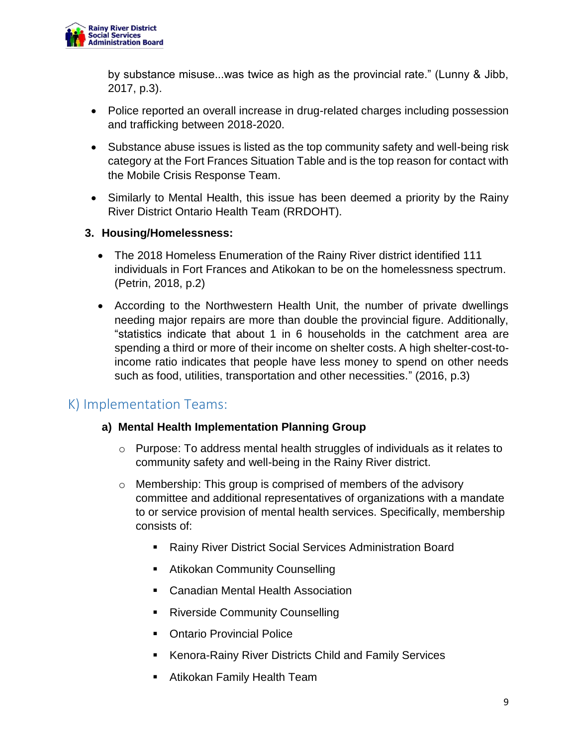by substance misuse...was twice as high as the provincial rate." (Lunny & Jibb, 2017, p.3).

- Police reported an overall increase in drug-related charges including possession and trafficking between 2018-2020.
- Substance abuse issues is listed as the top community safety and well-being risk category at the Fort Frances Situation Table and is the top reason for contact with the Mobile Crisis Response Team.
- Similarly to Mental Health, this issue has been deemed a priority by the Rainy River District Ontario Health Team (RRDOHT).

**3. Housing/Homelessness:**

- The 2018 Homeless Enumeration of the Rainy River district identified 111 individuals in Fort Frances and Atikokan to be on the homelessness spectrum. (Petrin, 2018, p.2)
- According to the Northwestern Health Unit, the number of private dwellings needing major repairs are more than double the provincial figure. Additionally, "statistics indicate that about 1 in 6 households in the catchment area are spending a third or more of their income on shelter costs. A high shelter-cost-to-income ratio indicates that people have less money to spend on other needs such as food, utilities, transportation and other necessities." (2016, p.3)

## K) Implementation Teams:

**a) Mental Health Implementation Planning Group**

- Purpose: To address mental health struggles of individuals as it relates to community safety and well-being in the Rainy River district.
- Membership: This group is comprised of members of the advisory committee and additional representatives of organizations with a mandate to or service provision of mental health services. Specifically, membership consists of:
  - Rainy River District Social Services Administration Board
  - Atikokan Community Counselling
  - Canadian Mental Health Association
  - Riverside Community Counselling
  - Ontario Provincial Police
  - Kenora-Rainy River Districts Child and Family Services
  - Atikokan Family Health Team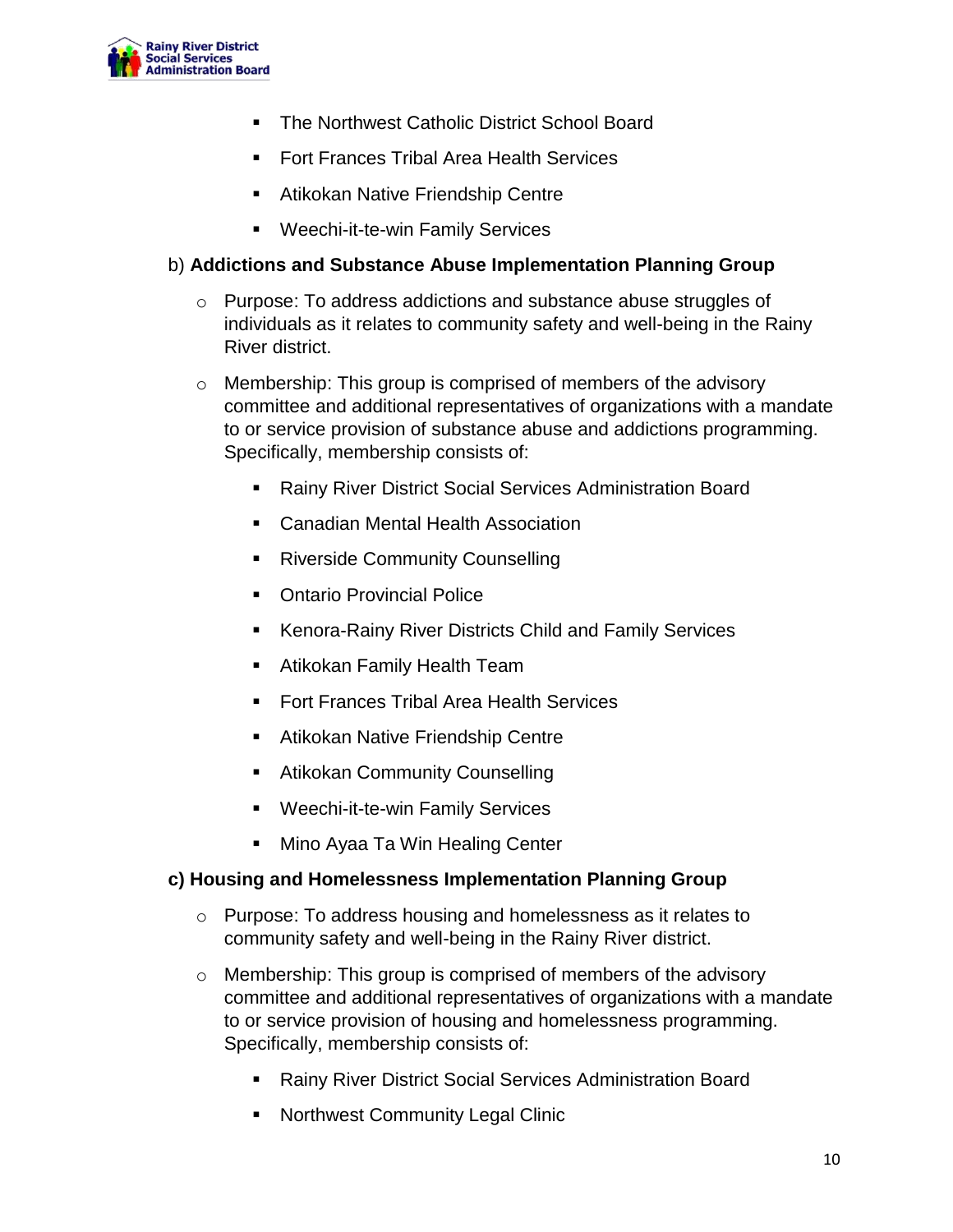- The Northwest Catholic District School Board
- Fort Frances Tribal Area Health Services
- Atikokan Native Friendship Centre
- Weechi-it-te-win Family Services

b) **Addictions and Substance Abuse Implementation Planning Group**

- Purpose: To address addictions and substance abuse struggles of individuals as it relates to community safety and well-being in the Rainy River district.
- Membership: This group is comprised of members of the advisory committee and additional representatives of organizations with a mandate to or service provision of substance abuse and addictions programming. Specifically, membership consists of:
  - Rainy River District Social Services Administration Board
  - Canadian Mental Health Association
  - Riverside Community Counselling
  - Ontario Provincial Police
  - Kenora-Rainy River Districts Child and Family Services
  - Atikokan Family Health Team
  - Fort Frances Tribal Area Health Services
  - Atikokan Native Friendship Centre
  - Atikokan Community Counselling
  - Weechi-it-te-win Family Services
  - Mino Ayaa Ta Win Healing Center

**c) Housing and Homelessness Implementation Planning Group**

- Purpose: To address housing and homelessness as it relates to community safety and well-being in the Rainy River district.
- Membership: This group is comprised of members of the advisory committee and additional representatives of organizations with a mandate to or service provision of housing and homelessness programming. Specifically, membership consists of:
  - Rainy River District Social Services Administration Board
  - Northwest Community Legal Clinic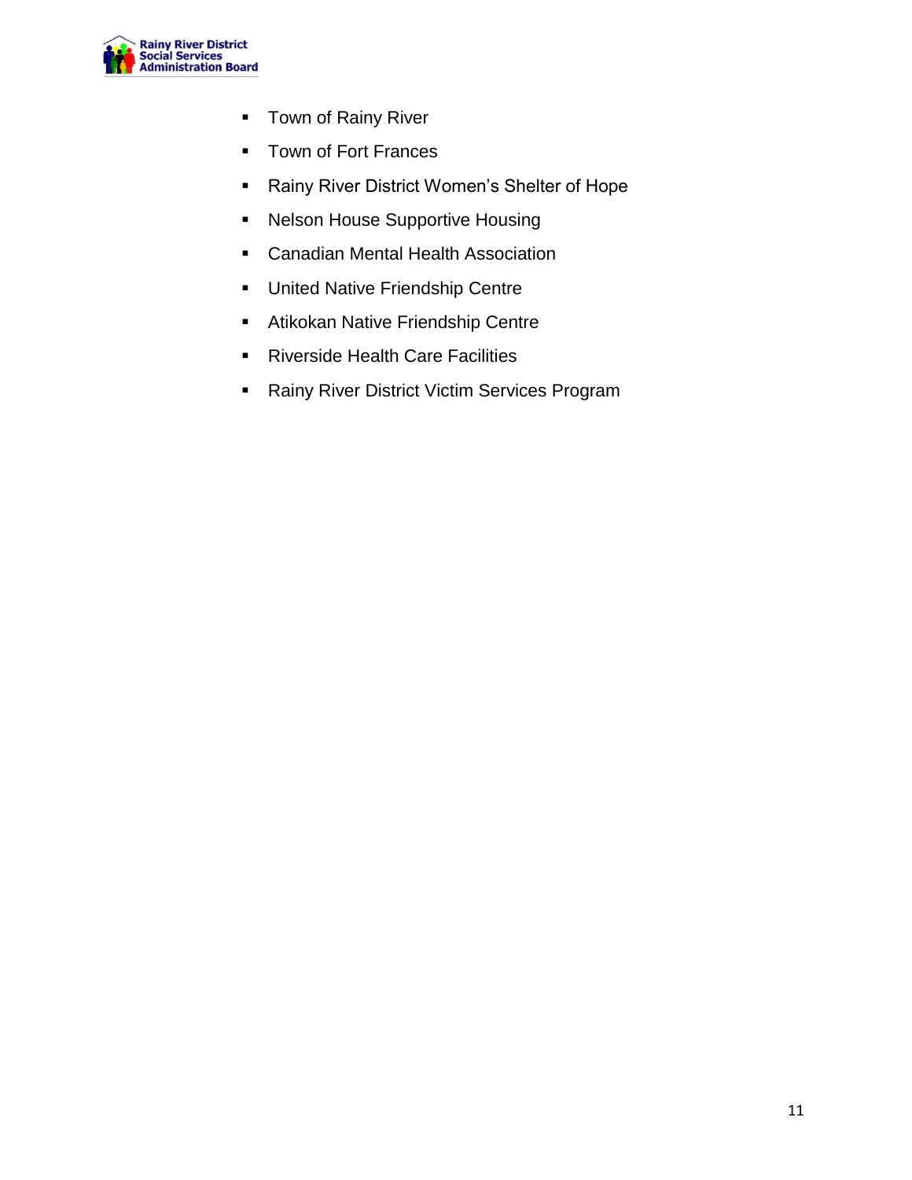- Town of Rainy River
- Town of Fort Frances
- Rainy River District Women's Shelter of Hope
- Nelson House Supportive Housing
- Canadian Mental Health Association
- United Native Friendship Centre
- Atikokan Native Friendship Centre
- Riverside Health Care Facilities
- Rainy River District Victim Services Program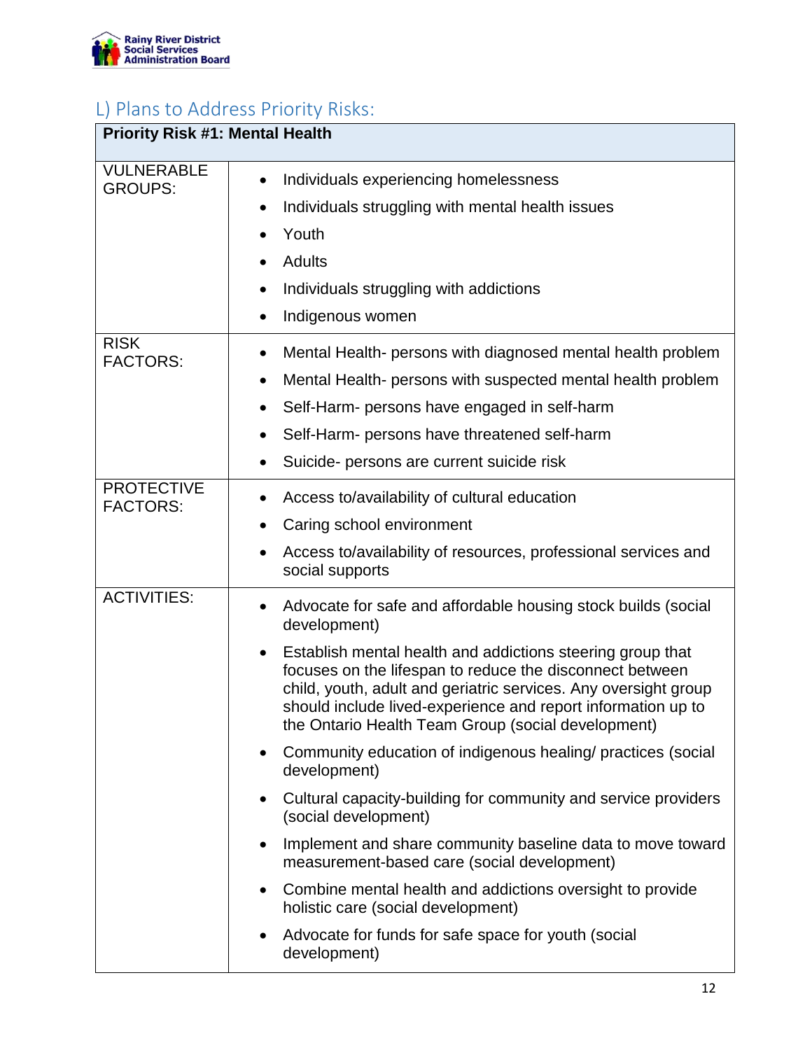## L) Plans to Address Priority Risks:

| Priority Risk #1: Mental Health | |
|---|---|
| VULNERABLE GROUPS: | • Individuals experiencing homelessness<br>• Individuals struggling with mental health issues<br>• Youth<br>• Adults<br>• Individuals struggling with addictions<br>• Indigenous women |
| RISK FACTORS: | • Mental Health- persons with diagnosed mental health problem<br>• Mental Health- persons with suspected mental health problem<br>• Self-Harm- persons have engaged in self-harm<br>• Self-Harm- persons have threatened self-harm<br>• Suicide- persons are current suicide risk |
| PROTECTIVE FACTORS: | • Access to/availability of cultural education<br>• Caring school environment<br>• Access to/availability of resources, professional services and social supports |
| ACTIVITIES: | • Advocate for safe and affordable housing stock builds (social development)<br>• Establish mental health and addictions steering group that focuses on the lifespan to reduce the disconnect between child, youth, adult and geriatric services. Any oversight group should include lived-experience and report information up to the Ontario Health Team Group (social development)<br>• Community education of indigenous healing/ practices (social development)<br>• Cultural capacity-building for community and service providers (social development)<br>• Implement and share community baseline data to move toward measurement-based care (social development)<br>• Combine mental health and addictions oversight to provide holistic care (social development)<br>• Advocate for funds for safe space for youth (social development) |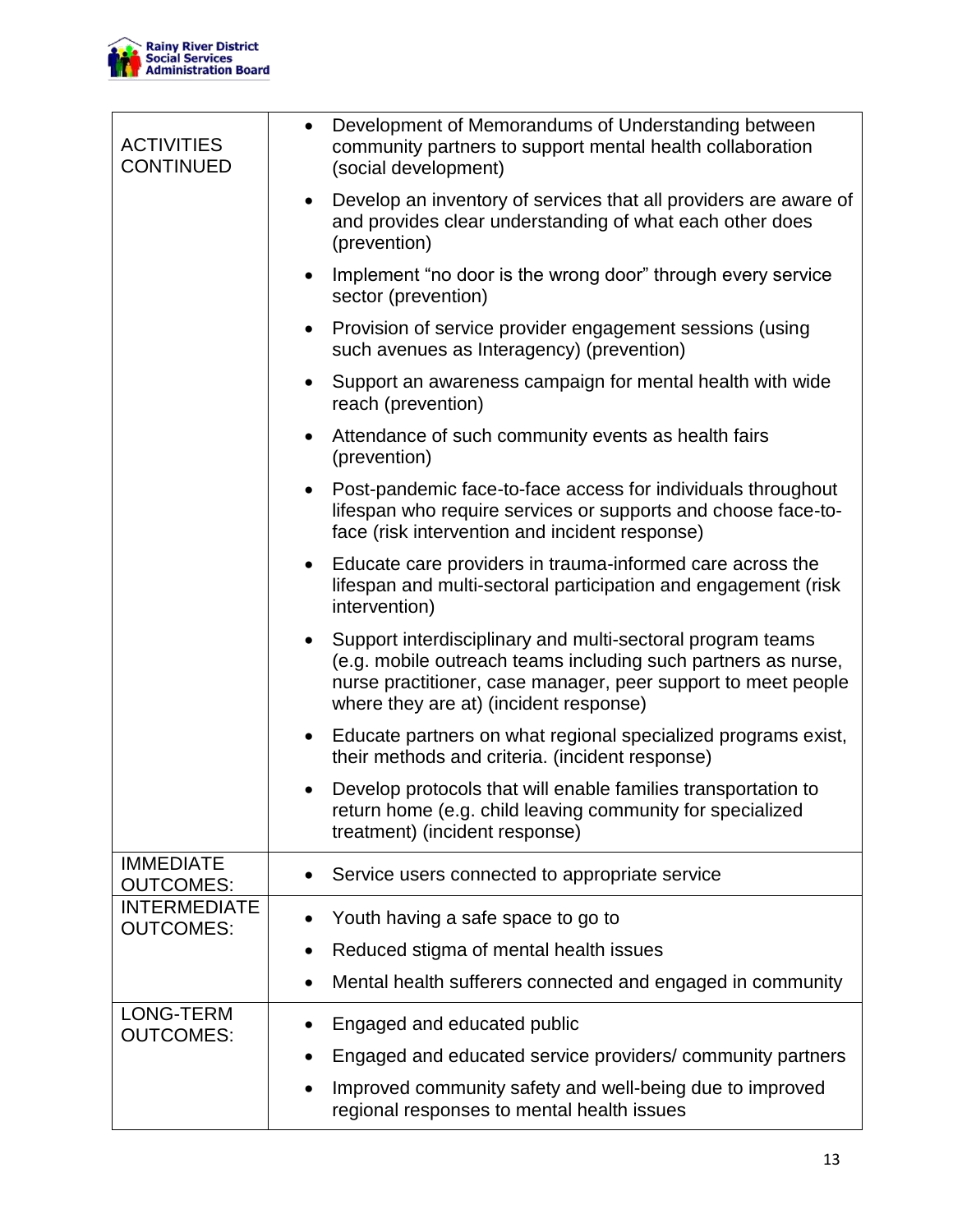| | |
|---|---|
| ACTIVITIES CONTINUED | • Development of Memorandums of Understanding between community partners to support mental health collaboration (social development)<br>• Develop an inventory of services that all providers are aware of and provides clear understanding of what each other does (prevention)<br>• Implement "no door is the wrong door" through every service sector (prevention)<br>• Provision of service provider engagement sessions (using such avenues as Interagency) (prevention)<br>• Support an awareness campaign for mental health with wide reach (prevention)<br>• Attendance of such community events as health fairs (prevention)<br>• Post-pandemic face-to-face access for individuals throughout lifespan who require services or supports and choose face-to-face (risk intervention and incident response)<br>• Educate care providers in trauma-informed care across the lifespan and multi-sectoral participation and engagement (risk intervention)<br>• Support interdisciplinary and multi-sectoral program teams (e.g. mobile outreach teams including such partners as nurse, nurse practitioner, case manager, peer support to meet people where they are at) (incident response)<br>• Educate partners on what regional specialized programs exist, their methods and criteria. (incident response)<br>• Develop protocols that will enable families transportation to return home (e.g. child leaving community for specialized treatment) (incident response) |
| IMMEDIATE OUTCOMES: | • Service users connected to appropriate service |
| INTERMEDIATE OUTCOMES: | • Youth having a safe space to go to<br>• Reduced stigma of mental health issues<br>• Mental health sufferers connected and engaged in community |
| LONG-TERM OUTCOMES: | • Engaged and educated public<br>• Engaged and educated service providers/ community partners<br>• Improved community safety and well-being due to improved regional responses to mental health issues |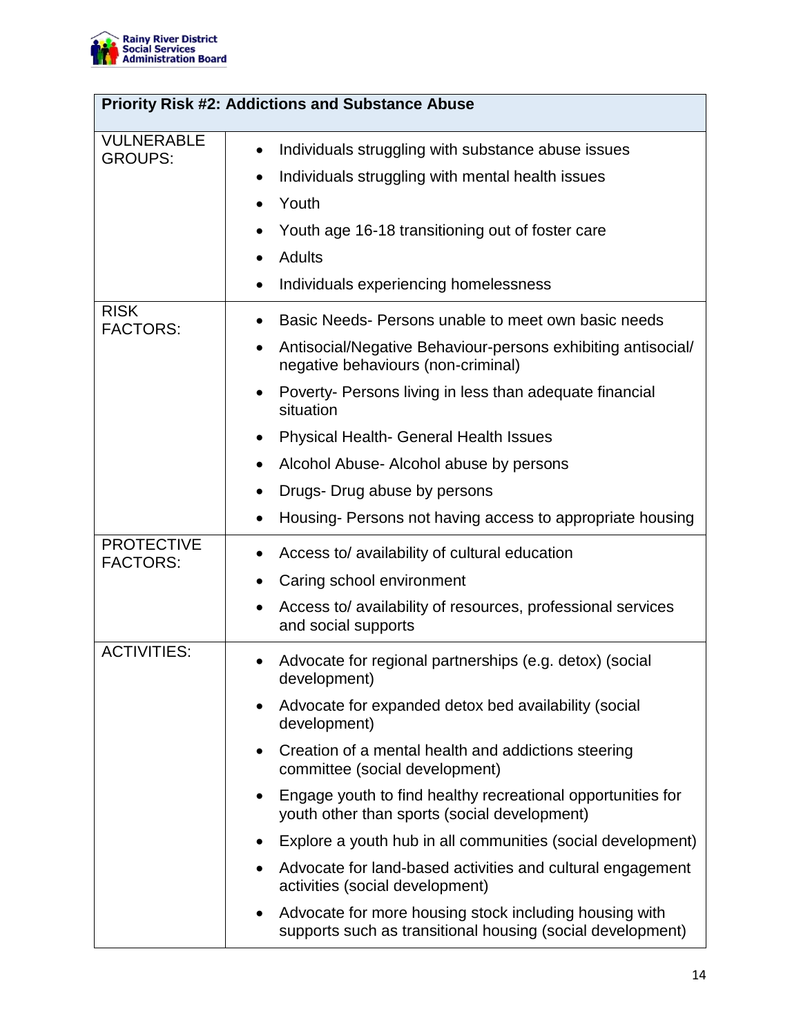| Priority Risk #2: Addictions and Substance Abuse | |
|---|---|
| VULNERABLE GROUPS: | • Individuals struggling with substance abuse issues<br>• Individuals struggling with mental health issues<br>• Youth<br>• Youth age 16-18 transitioning out of foster care<br>• Adults<br>• Individuals experiencing homelessness |
| RISK FACTORS: | • Basic Needs- Persons unable to meet own basic needs<br>• Antisocial/Negative Behaviour-persons exhibiting antisocial/ negative behaviours (non-criminal)<br>• Poverty- Persons living in less than adequate financial situation<br>• Physical Health- General Health Issues<br>• Alcohol Abuse- Alcohol abuse by persons<br>• Drugs- Drug abuse by persons<br>• Housing- Persons not having access to appropriate housing |
| PROTECTIVE FACTORS: | • Access to/ availability of cultural education<br>• Caring school environment<br>• Access to/ availability of resources, professional services and social supports |
| ACTIVITIES: | • Advocate for regional partnerships (e.g. detox) (social development)<br>• Advocate for expanded detox bed availability (social development)<br>• Creation of a mental health and addictions steering committee (social development)<br>• Engage youth to find healthy recreational opportunities for youth other than sports (social development)<br>• Explore a youth hub in all communities (social development)<br>• Advocate for land-based activities and cultural engagement activities (social development)<br>• Advocate for more housing stock including housing with supports such as transitional housing (social development) |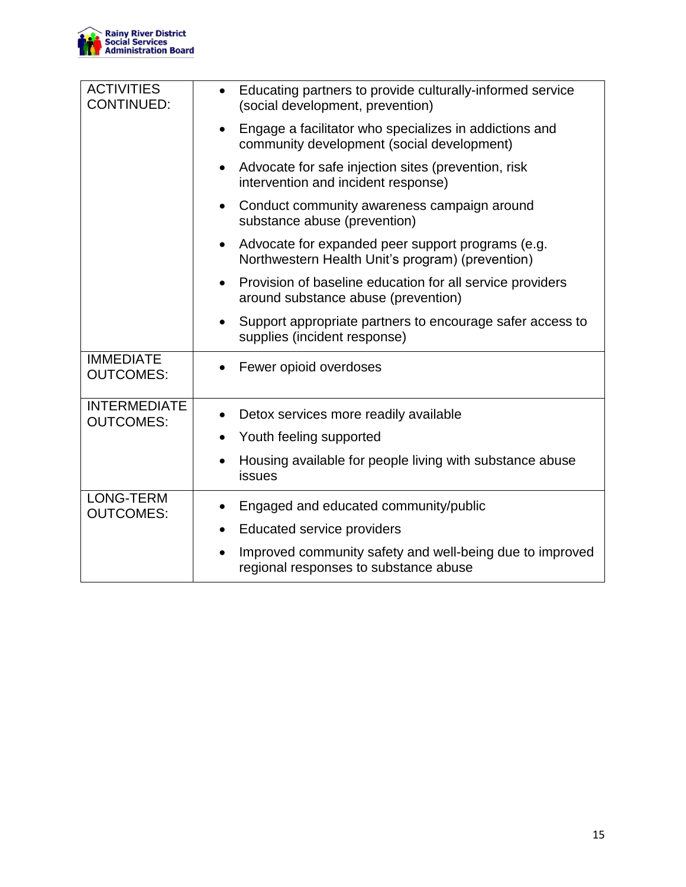| ACTIVITIES CONTINUED: | • Educating partners to provide culturally-informed service (social development, prevention)<br>• Engage a facilitator who specializes in addictions and community development (social development)<br>• Advocate for safe injection sites (prevention, risk intervention and incident response)<br>• Conduct community awareness campaign around substance abuse (prevention)<br>• Advocate for expanded peer support programs (e.g. Northwestern Health Unit's program) (prevention)<br>• Provision of baseline education for all service providers around substance abuse (prevention)<br>• Support appropriate partners to encourage safer access to supplies (incident response) |
|---|---|
| IMMEDIATE OUTCOMES: | • Fewer opioid overdoses |
| INTERMEDIATE OUTCOMES: | • Detox services more readily available<br>• Youth feeling supported<br>• Housing available for people living with substance abuse issues |
| LONG-TERM OUTCOMES: | • Engaged and educated community/public<br>• Educated service providers<br>• Improved community safety and well-being due to improved regional responses to substance abuse |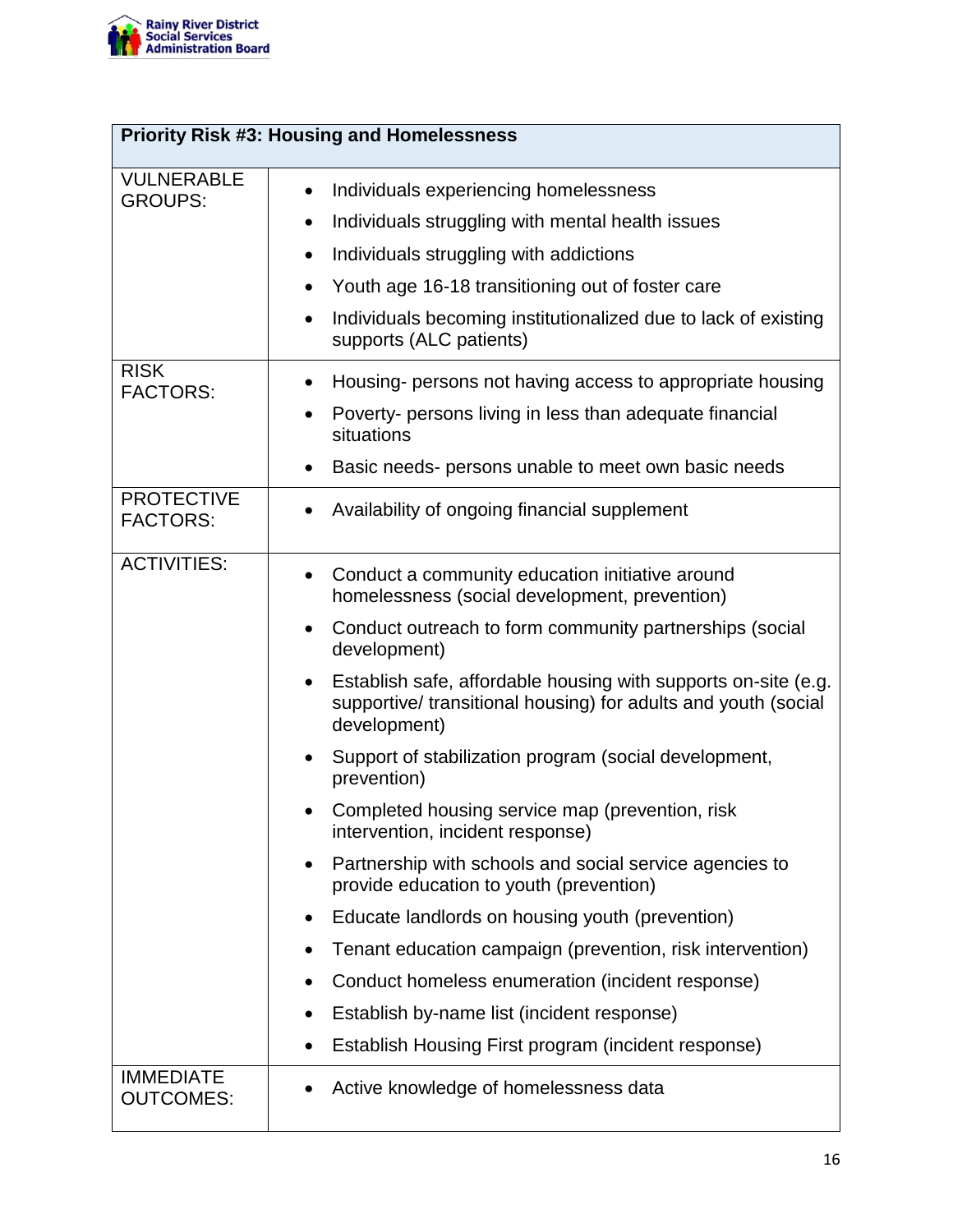| Priority Risk #3: Housing and Homelessness | |
|---|---|
| VULNERABLE GROUPS: | • Individuals experiencing homelessness<br>• Individuals struggling with mental health issues<br>• Individuals struggling with addictions<br>• Youth age 16-18 transitioning out of foster care<br>• Individuals becoming institutionalized due to lack of existing supports (ALC patients) |
| RISK FACTORS: | • Housing- persons not having access to appropriate housing<br>• Poverty- persons living in less than adequate financial situations<br>• Basic needs- persons unable to meet own basic needs |
| PROTECTIVE FACTORS: | • Availability of ongoing financial supplement |
| ACTIVITIES: | • Conduct a community education initiative around homelessness (social development, prevention)<br>• Conduct outreach to form community partnerships (social development)<br>• Establish safe, affordable housing with supports on-site (e.g. supportive/ transitional housing) for adults and youth (social development)<br>• Support of stabilization program (social development, prevention)<br>• Completed housing service map (prevention, risk intervention, incident response)<br>• Partnership with schools and social service agencies to provide education to youth (prevention)<br>• Educate landlords on housing youth (prevention)<br>• Tenant education campaign (prevention, risk intervention)<br>• Conduct homeless enumeration (incident response)<br>• Establish by-name list (incident response)<br>• Establish Housing First program (incident response) |
| IMMEDIATE OUTCOMES: | • Active knowledge of homelessness data |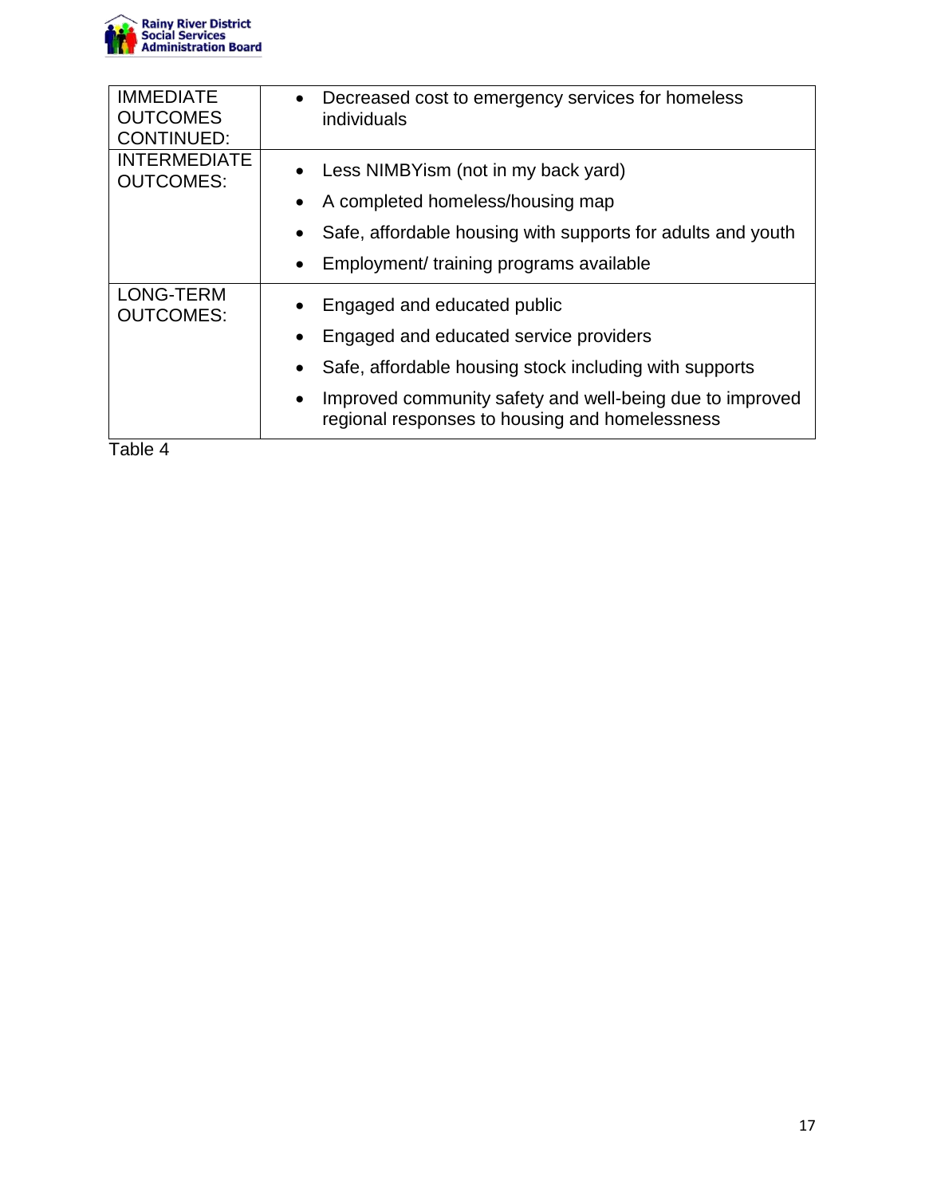| | |
|---|---|
| IMMEDIATE OUTCOMES CONTINUED: | • Decreased cost to emergency services for homeless individuals |
| INTERMEDIATE OUTCOMES: | • Less NIMBYism (not in my back yard)<br>• A completed homeless/housing map<br>• Safe, affordable housing with supports for adults and youth<br>• Employment/ training programs available |
| LONG-TERM OUTCOMES: | • Engaged and educated public<br>• Engaged and educated service providers<br>• Safe, affordable housing stock including with supports<br>• Improved community safety and well-being due to improved regional responses to housing and homelessness |

Table 4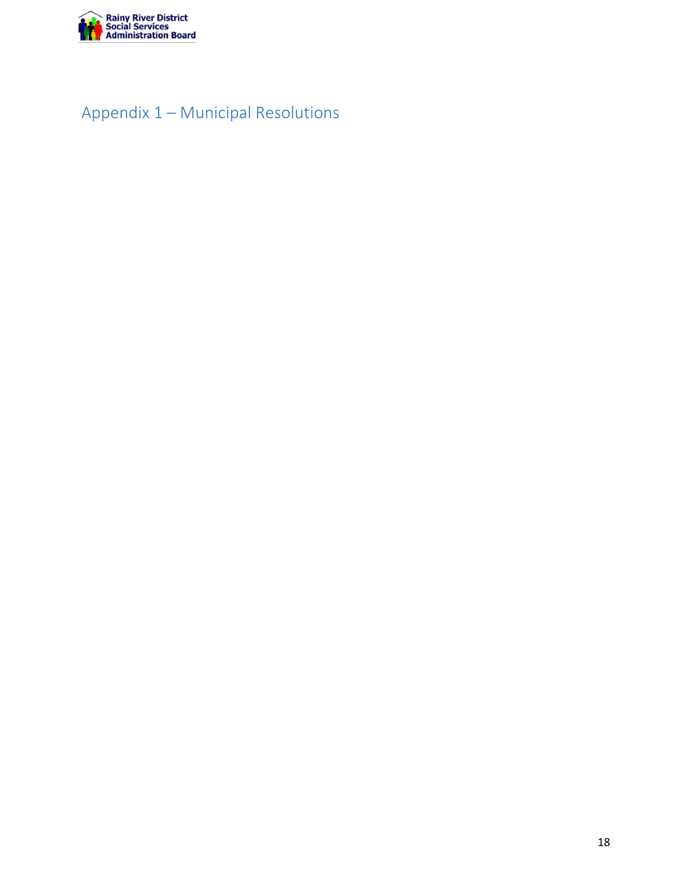# Appendix 1 – Municipal Resolutions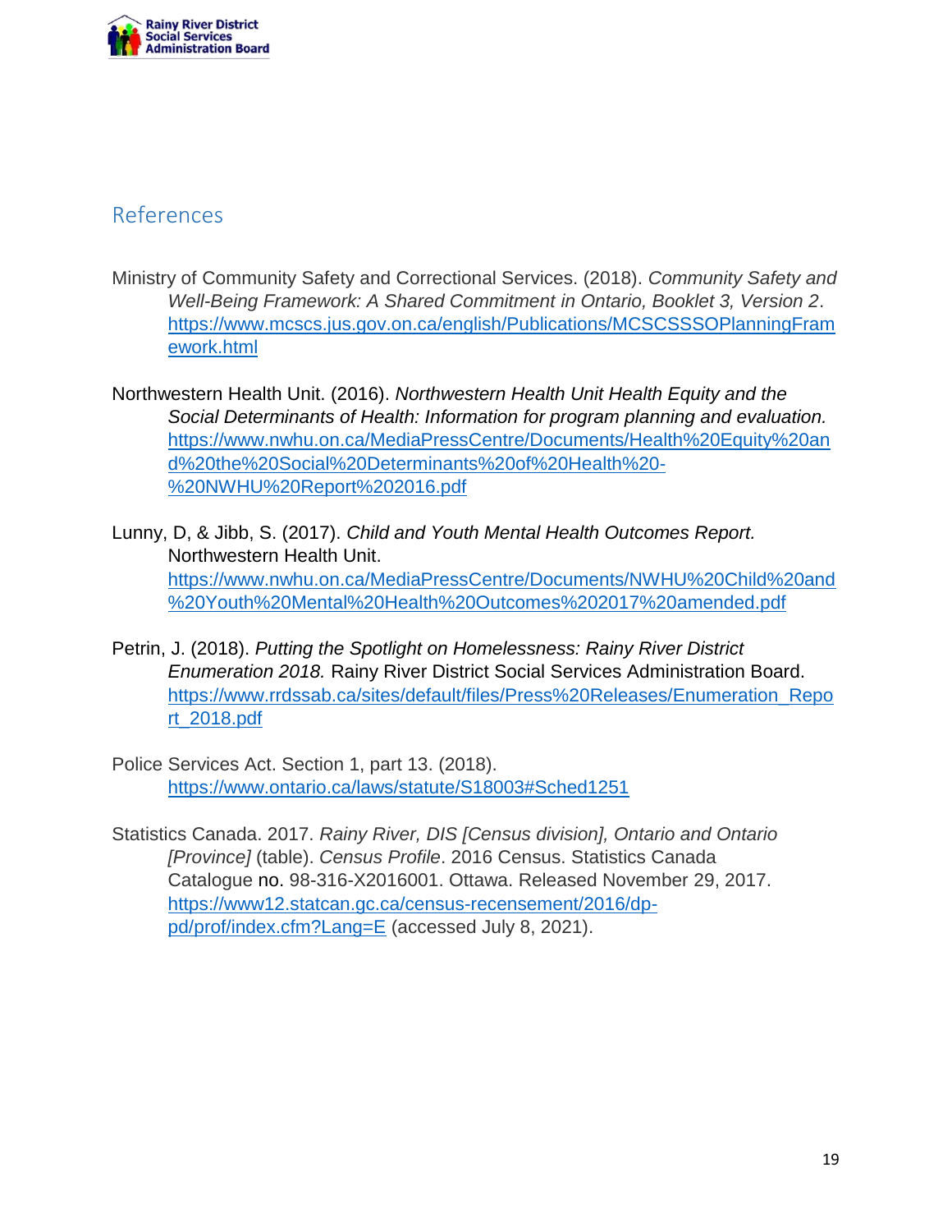## References

Ministry of Community Safety and Correctional Services. (2018). *Community Safety and Well-Being Framework: A Shared Commitment in Ontario, Booklet 3, Version 2*. https://www.mcscs.jus.gov.on.ca/english/Publications/MCSCSSSOPlanningFramework.html

Northwestern Health Unit. (2016). *Northwestern Health Unit Health Equity and the Social Determinants of Health: Information for program planning and evaluation.* https://www.nwhu.on.ca/MediaPressCentre/Documents/Health%20Equity%20and%20the%20Social%20Determinants%20of%20Health%20-%20NWHU%20Report%202016.pdf

Lunny, D, & Jibb, S. (2017). *Child and Youth Mental Health Outcomes Report.* Northwestern Health Unit. https://www.nwhu.on.ca/MediaPressCentre/Documents/NWHU%20Child%20and%20Youth%20Mental%20Health%20Outcomes%202017%20amended.pdf

Petrin, J. (2018). *Putting the Spotlight on Homelessness: Rainy River District Enumeration 2018.* Rainy River District Social Services Administration Board. https://www.rrdssab.ca/sites/default/files/Press%20Releases/Enumeration_Report_2018.pdf

Police Services Act. Section 1, part 13. (2018). https://www.ontario.ca/laws/statute/S18003#Sched1251

Statistics Canada. 2017. *Rainy River, DIS [Census division], Ontario and Ontario [Province]* (table). *Census Profile*. 2016 Census. Statistics Canada Catalogue no. 98-316-X2016001. Ottawa. Released November 29, 2017. https://www12.statcan.gc.ca/census-recensement/2016/dp-pd/prof/index.cfm?Lang=E (accessed July 8, 2021).